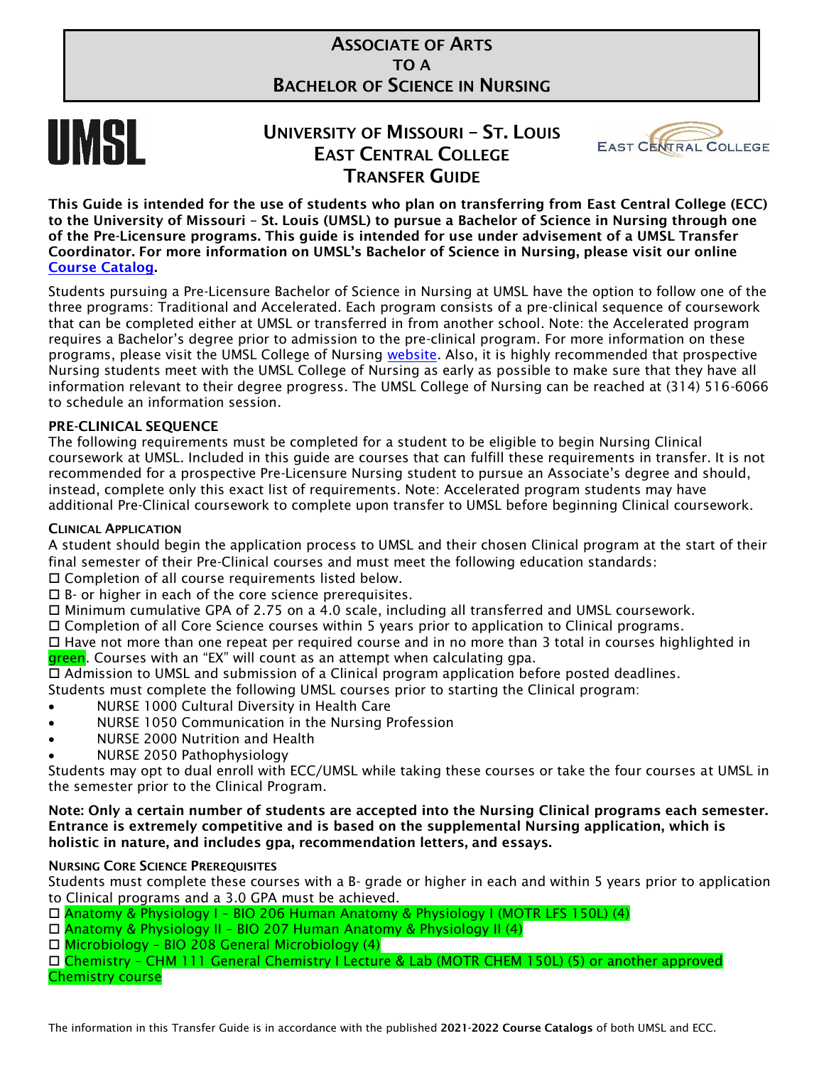# Associate of Arts to a Bachelor of Science in Nursing

## University of Missouri – St. Louis
## East Central College
## Transfer Guide

**This Guide is intended for the use of students who plan on transferring from East Central College (ECC) to the University of Missouri – St. Louis (UMSL) to pursue a Bachelor of Science in Nursing through one of the Pre-Licensure programs. This guide is intended for use under advisement of a UMSL Transfer Coordinator. For more information on UMSL's Bachelor of Science in Nursing, please visit our online Course Catalog.**

Students pursuing a Pre-Licensure Bachelor of Science in Nursing at UMSL have the option to follow one of the three programs: Traditional and Accelerated. Each program consists of a pre-clinical sequence of coursework that can be completed either at UMSL or transferred in from another school. Note: the Accelerated program requires a Bachelor's degree prior to admission to the pre-clinical program. For more information on these programs, please visit the UMSL College of Nursing website. Also, it is highly recommended that prospective Nursing students meet with the UMSL College of Nursing as early as possible to make sure that they have all information relevant to their degree progress. The UMSL College of Nursing can be reached at (314) 516-6066 to schedule an information session.

### PRE-CLINICAL SEQUENCE

The following requirements must be completed for a student to be eligible to begin Nursing Clinical coursework at UMSL. Included in this guide are courses that can fulfill these requirements in transfer. It is not recommended for a prospective Pre-Licensure Nursing student to pursue an Associate's degree and should, instead, complete only this exact list of requirements. Note: Accelerated program students may have additional Pre-Clinical coursework to complete upon transfer to UMSL before beginning Clinical coursework.

### Clinical Application

A student should begin the application process to UMSL and their chosen Clinical program at the start of their final semester of their Pre-Clinical courses and must meet the following education standards:

- ☐ Completion of all course requirements listed below.
- ☐ B- or higher in each of the core science prerequisites.
- ☐ Minimum cumulative GPA of 2.75 on a 4.0 scale, including all transferred and UMSL coursework.
- ☐ Completion of all Core Science courses within 5 years prior to application to Clinical programs.
- ☐ Have not more than one repeat per required course and in no more than 3 total in courses highlighted in green. Courses with an "EX" will count as an attempt when calculating gpa.
- ☐ Admission to UMSL and submission of a Clinical program application before posted deadlines.

Students must complete the following UMSL courses prior to starting the Clinical program:

- NURSE 1000 Cultural Diversity in Health Care
- NURSE 1050 Communication in the Nursing Profession
- NURSE 2000 Nutrition and Health
- NURSE 2050 Pathophysiology

Students may opt to dual enroll with ECC/UMSL while taking these courses or take the four courses at UMSL in the semester prior to the Clinical Program.

**Note: Only a certain number of students are accepted into the Nursing Clinical programs each semester. Entrance is extremely competitive and is based on the supplemental Nursing application, which is holistic in nature, and includes gpa, recommendation letters, and essays.**

### Nursing Core Science Prerequisites

Students must complete these courses with a B- grade or higher in each and within 5 years prior to application to Clinical programs and a 3.0 GPA must be achieved.

- ☐ Anatomy & Physiology I – BIO 206 Human Anatomy & Physiology I (MOTR LFS 150L) (4)
- ☐ Anatomy & Physiology II – BIO 207 Human Anatomy & Physiology II (4)
- ☐ Microbiology – BIO 208 General Microbiology (4)
- ☐ Chemistry – CHM 111 General Chemistry I Lecture & Lab (MOTR CHEM 150L) (5) or another approved Chemistry course

The information in this Transfer Guide is in accordance with the published **2021-2022 Course Catalogs** of both UMSL and ECC.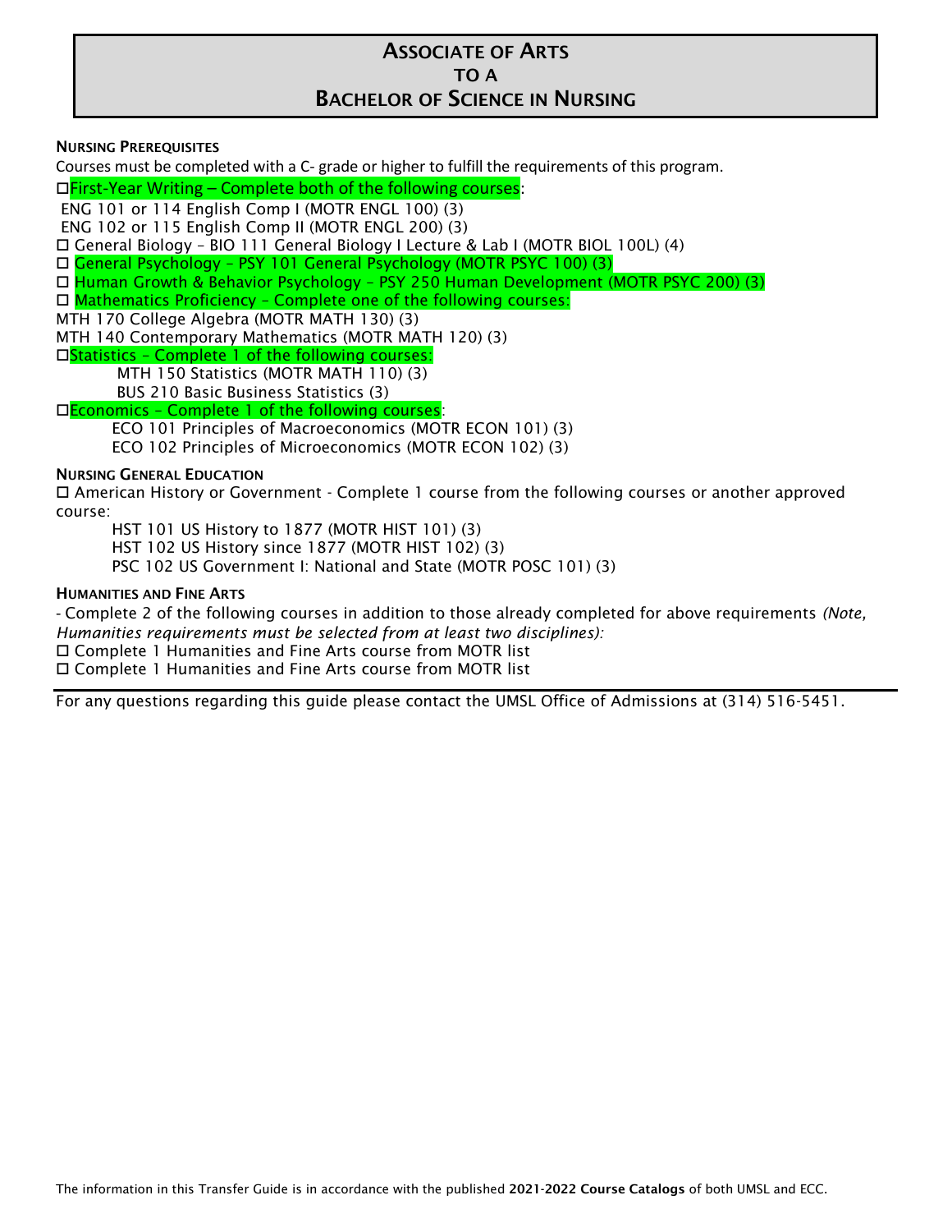# Associate of Arts to a Bachelor of Science in Nursing

### Nursing Prerequisites

Courses must be completed with a C- grade or higher to fulfill the requirements of this program.

☐ First-Year Writing – Complete both of the following courses:
- ENG 101 or 114 English Comp I (MOTR ENGL 100) (3)
- ENG 102 or 115 English Comp II (MOTR ENGL 200) (3)

☐ General Biology – BIO 111 General Biology I Lecture & Lab I (MOTR BIOL 100L) (4)

☐ General Psychology – PSY 101 General Psychology (MOTR PSYC 100) (3)

☐ Human Growth & Behavior Psychology – PSY 250 Human Development (MOTR PSYC 200) (3)

☐ Mathematics Proficiency – Complete one of the following courses:
- MTH 170 College Algebra (MOTR MATH 130) (3)
- MTH 140 Contemporary Mathematics (MOTR MATH 120) (3)

☐ Statistics – Complete 1 of the following courses:
- MTH 150 Statistics (MOTR MATH 110) (3)
- BUS 210 Basic Business Statistics (3)

☐ Economics – Complete 1 of the following courses:
- ECO 101 Principles of Macroeconomics (MOTR ECON 101) (3)
- ECO 102 Principles of Microeconomics (MOTR ECON 102) (3)

### Nursing General Education

☐ American History or Government - Complete 1 course from the following courses or another approved course:
- HST 101 US History to 1877 (MOTR HIST 101) (3)
- HST 102 US History since 1877 (MOTR HIST 102) (3)
- PSC 102 US Government I: National and State (MOTR POSC 101) (3)

### Humanities and Fine Arts

- Complete 2 of the following courses in addition to those already completed for above requirements *(Note, Humanities requirements must be selected from at least two disciplines):*

☐ Complete 1 Humanities and Fine Arts course from MOTR list

☐ Complete 1 Humanities and Fine Arts course from MOTR list

---

For any questions regarding this guide please contact the UMSL Office of Admissions at (314) 516-5451.

The information in this Transfer Guide is in accordance with the published **2021-2022 Course Catalogs** of both UMSL and ECC.